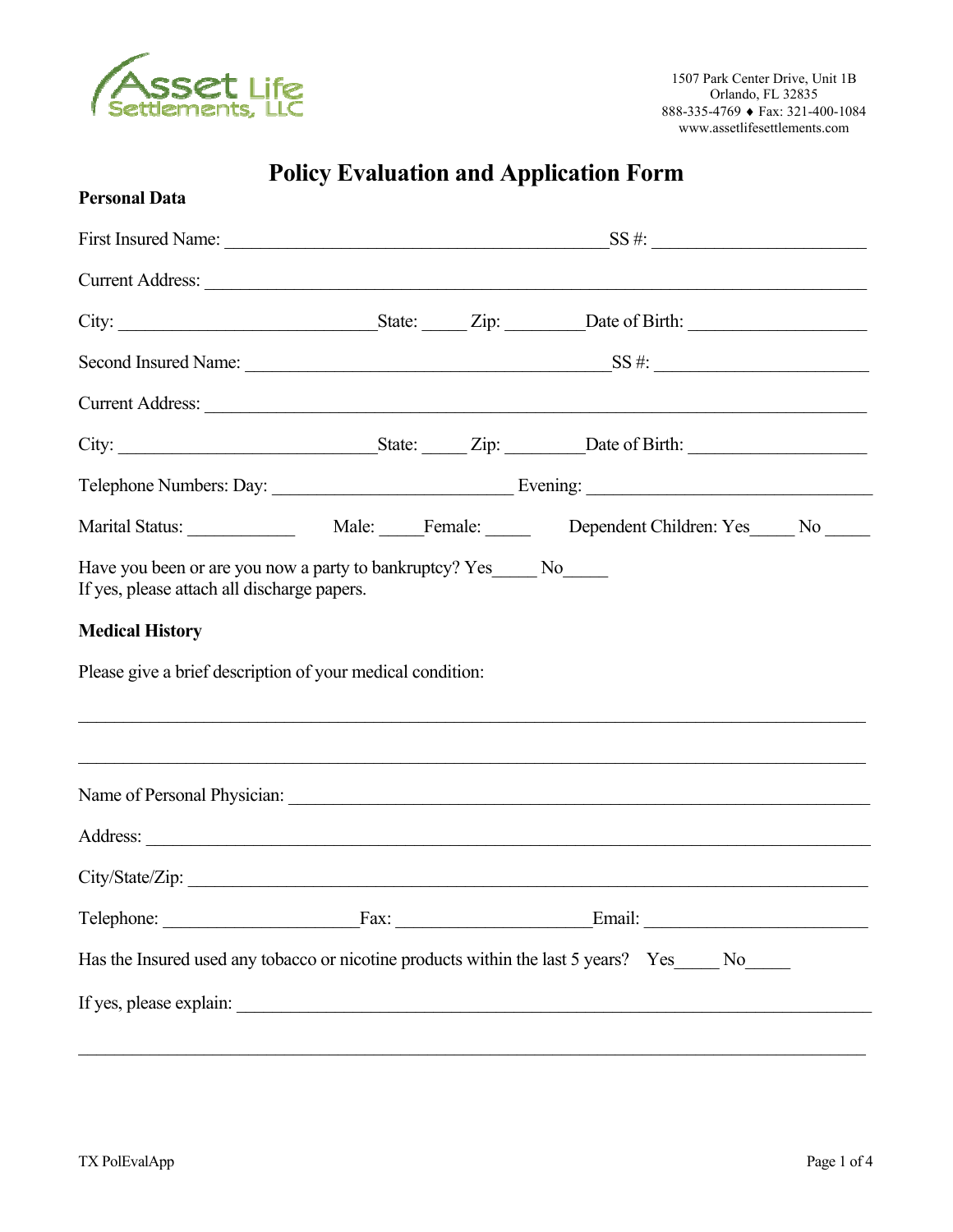Asset Life Settlements, LLC

1507 Park Center Drive, Unit 1B
Orlando, FL 32835
888-335-4769 ♦ Fax: 321-400-1084
www.assetlifesettlements.com

# Policy Evaluation and Application Form

**Personal Data**

First Insured Name: ___________________________________________SS #: ________________________

Current Address: ___________________________________________________________________________

City: _____________________________State: _____ Zip: _________Date of Birth: ____________________

Second Insured Name: _________________________________________SS #: ________________________

Current Address: ___________________________________________________________________________

City: _____________________________State: _____ Zip: _________Date of Birth: ____________________

Telephone Numbers: Day: ___________________________ Evening: _______________________________

Marital Status: ____________ Male: _____Female: _____ Dependent Children: Yes_____ No _____

Have you been or are you now a party to bankruptcy? Yes_____ No_____
If yes, please attach all discharge papers.

**Medical History**

Please give a brief description of your medical condition:

_____________________________________________________________________________________________

_____________________________________________________________________________________________

Name of Personal Physician: ________________________________________________________________

Address: __________________________________________________________________________________

City/State/Zip: _____________________________________________________________________________

Telephone: ______________________Fax: ______________________Email: _________________________

Has the Insured used any tobacco or nicotine products within the last 5 years? Yes_____ No_____

If yes, please explain: ______________________________________________________________________

_____________________________________________________________________________________________

TX PolEvalApp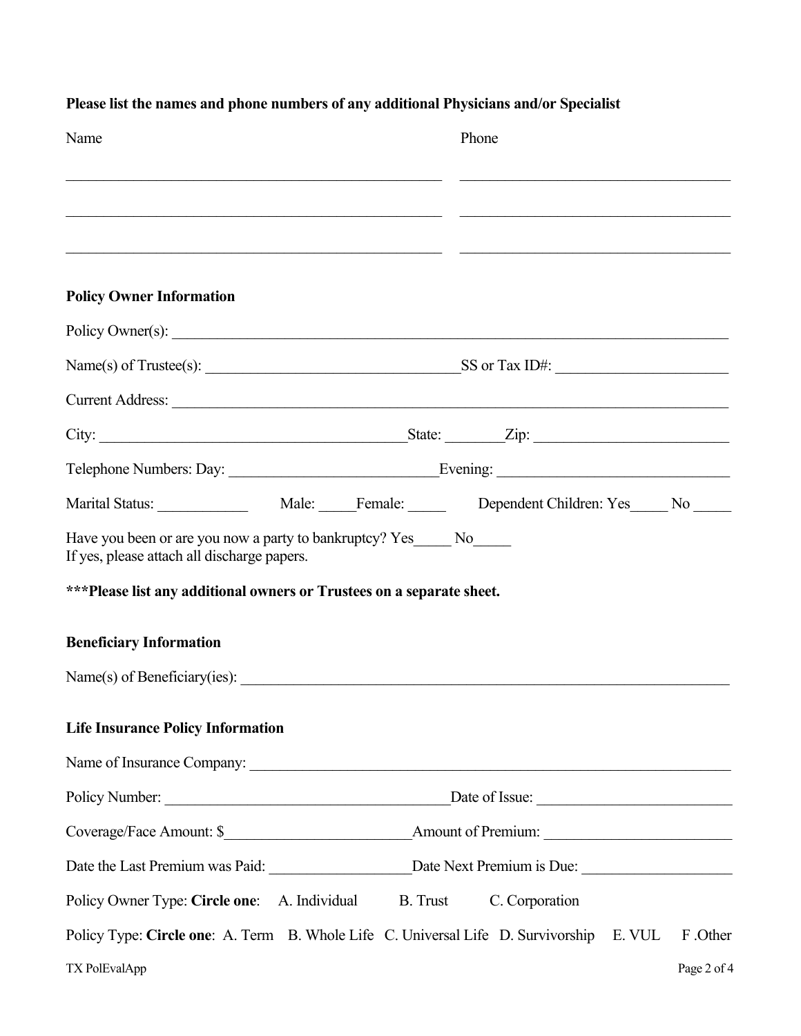**Please list the names and phone numbers of any additional Physicians and/or Specialist**

| Name | Phone |
| --- | --- |
| ______________________________ | ______________________________ |
| ______________________________ | ______________________________ |
| ______________________________ | ______________________________ |

**Policy Owner Information**

Policy Owner(s): ______________________________

Name(s) of Trustee(s): ______________________________ SS or Tax ID#: ______________________________

Current Address: ______________________________

City: ______________________________ State: ________ Zip: ______________________________

Telephone Numbers: Day: ______________________________ Evening: ______________________________

Marital Status: ____________ Male: _____ Female: _____ Dependent Children: Yes_____ No _____

Have you been or are you now a party to bankruptcy? Yes_____ No_____
If yes, please attach all discharge papers.

**\*\*\*Please list any additional owners or Trustees on a separate sheet.**

**Beneficiary Information**

Name(s) of Beneficiary(ies): ______________________________

**Life Insurance Policy Information**

Name of Insurance Company: ______________________________

Policy Number: ______________________________ Date of Issue: ______________________________

Coverage/Face Amount: $______________________________ Amount of Premium: ______________________________

Date the Last Premium was Paid: ___________________ Date Next Premium is Due: ___________________

Policy Owner Type: **Circle one**: A. Individual B. Trust C. Corporation

Policy Type: **Circle one**: A. Term B. Whole Life C. Universal Life D. Survivorship E. VUL F .Other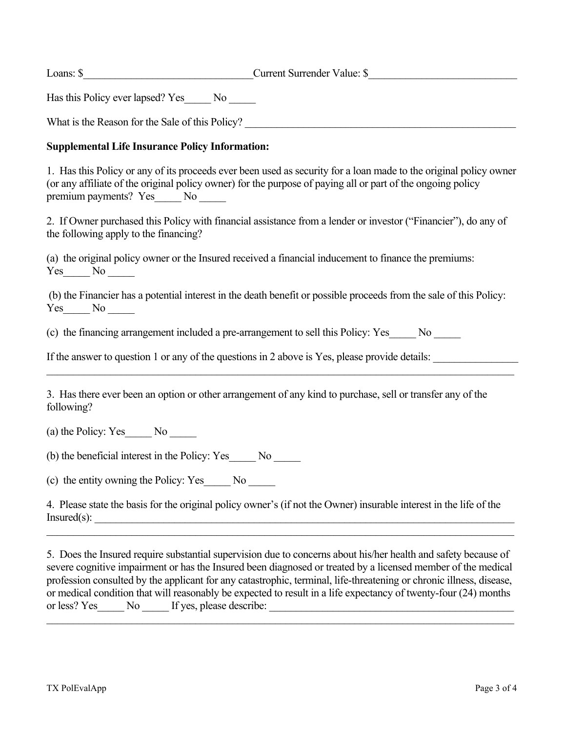Loans: $_______________________________ Current Surrender Value: $___________________________

Has this Policy ever lapsed? Yes_____ No _____

What is the Reason for the Sale of this Policy? ___________________________________________________

**Supplemental Life Insurance Policy Information:**

1. Has this Policy or any of its proceeds ever been used as security for a loan made to the original policy owner (or any affiliate of the original policy owner) for the purpose of paying all or part of the ongoing policy premium payments? Yes_____ No _____

2. If Owner purchased this Policy with financial assistance from a lender or investor ("Financier"), do any of the following apply to the financing?

(a) the original policy owner or the Insured received a financial inducement to finance the premiums: Yes_____ No _____

(b) the Financier has a potential interest in the death benefit or possible proceeds from the sale of this Policy: Yes_____ No _____

(c) the financing arrangement included a pre-arrangement to sell this Policy: Yes_____ No _____

If the answer to question 1 or any of the questions in 2 above is Yes, please provide details: ________________
_____________________________________________________________________________________

3. Has there ever been an option or other arrangement of any kind to purchase, sell or transfer any of the following?

(a) the Policy: Yes_____ No _____

(b) the beneficial interest in the Policy: Yes_____ No _____

(c) the entity owning the Policy: Yes_____ No _____

4. Please state the basis for the original policy owner's (if not the Owner) insurable interest in the life of the Insured(s): ___________________________________________________________________________
_____________________________________________________________________________________

5. Does the Insured require substantial supervision due to concerns about his/her health and safety because of severe cognitive impairment or has the Insured been diagnosed or treated by a licensed member of the medical profession consulted by the applicant for any catastrophic, terminal, life-threatening or chronic illness, disease, or medical condition that will reasonably be expected to result in a life expectancy of twenty-four (24) months or less? Yes_____ No _____ If yes, please describe: ______________________________________________
_____________________________________________________________________________________

TX PolEvalApp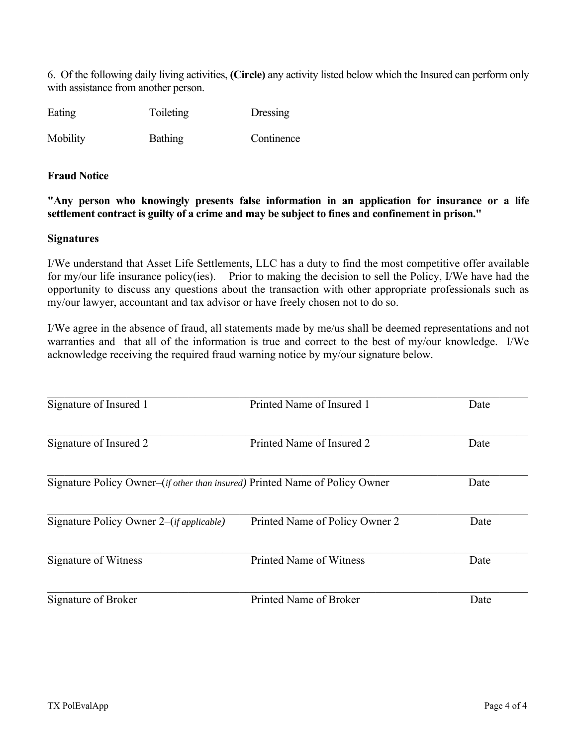6. Of the following daily living activities, **(Circle)** any activity listed below which the Insured can perform only with assistance from another person.

| | | |
|---|---|---|
| Eating | Toileting | Dressing |
| Mobility | Bathing | Continence |

**Fraud Notice**

**"Any person who knowingly presents false information in an application for insurance or a life settlement contract is guilty of a crime and may be subject to fines and confinement in prison."**

**Signatures**

I/We understand that Asset Life Settlements, LLC has a duty to find the most competitive offer available for my/our life insurance policy(ies). Prior to making the decision to sell the Policy, I/We have had the opportunity to discuss any questions about the transaction with other appropriate professionals such as my/our lawyer, accountant and tax advisor or have freely chosen not to do so.

I/We agree in the absence of fraud, all statements made by me/us shall be deemed representations and not warranties and that all of the information is true and correct to the best of my/our knowledge. I/We acknowledge receiving the required fraud warning notice by my/our signature below.

| | | |
|---|---|---|
| Signature of Insured 1 | Printed Name of Insured 1 | Date |
| Signature of Insured 2 | Printed Name of Insured 2 | Date |
| Signature Policy Owner–(*if other than insured*) | Printed Name of Policy Owner | Date |
| Signature Policy Owner 2–(*if applicable*) | Printed Name of Policy Owner 2 | Date |
| Signature of Witness | Printed Name of Witness | Date |
| Signature of Broker | Printed Name of Broker | Date |

TX PolEvalApp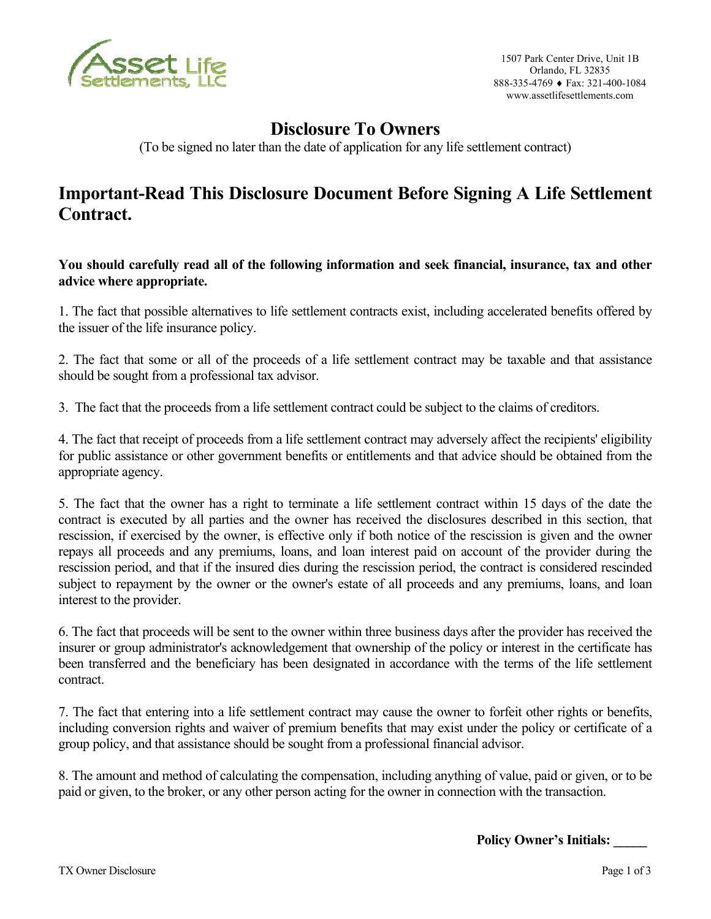Asset Life Settlements, LLC

1507 Park Center Drive, Unit 1B
Orlando, FL 32835
888-335-4769 ♦ Fax: 321-400-1084
www.assetlifesettlements.com

# Disclosure To Owners

(To be signed no later than the date of application for any life settlement contract)

## Important-Read This Disclosure Document Before Signing A Life Settlement Contract.

**You should carefully read all of the following information and seek financial, insurance, tax and other advice where appropriate.**

1. The fact that possible alternatives to life settlement contracts exist, including accelerated benefits offered by the issuer of the life insurance policy.

2. The fact that some or all of the proceeds of a life settlement contract may be taxable and that assistance should be sought from a professional tax advisor.

3. The fact that the proceeds from a life settlement contract could be subject to the claims of creditors.

4. The fact that receipt of proceeds from a life settlement contract may adversely affect the recipients' eligibility for public assistance or other government benefits or entitlements and that advice should be obtained from the appropriate agency.

5. The fact that the owner has a right to terminate a life settlement contract within 15 days of the date the contract is executed by all parties and the owner has received the disclosures described in this section, that rescission, if exercised by the owner, is effective only if both notice of the rescission is given and the owner repays all proceeds and any premiums, loans, and loan interest paid on account of the provider during the rescission period, and that if the insured dies during the rescission period, the contract is considered rescinded subject to repayment by the owner or the owner's estate of all proceeds and any premiums, loans, and loan interest to the provider.

6. The fact that proceeds will be sent to the owner within three business days after the provider has received the insurer or group administrator's acknowledgement that ownership of the policy or interest in the certificate has been transferred and the beneficiary has been designated in accordance with the terms of the life settlement contract.

7. The fact that entering into a life settlement contract may cause the owner to forfeit other rights or benefits, including conversion rights and waiver of premium benefits that may exist under the policy or certificate of a group policy, and that assistance should be sought from a professional financial advisor.

8. The amount and method of calculating the compensation, including anything of value, paid or given, or to be paid or given, to the broker, or any other person acting for the owner in connection with the transaction.

**Policy Owner's Initials: _____**

TX Owner Disclosure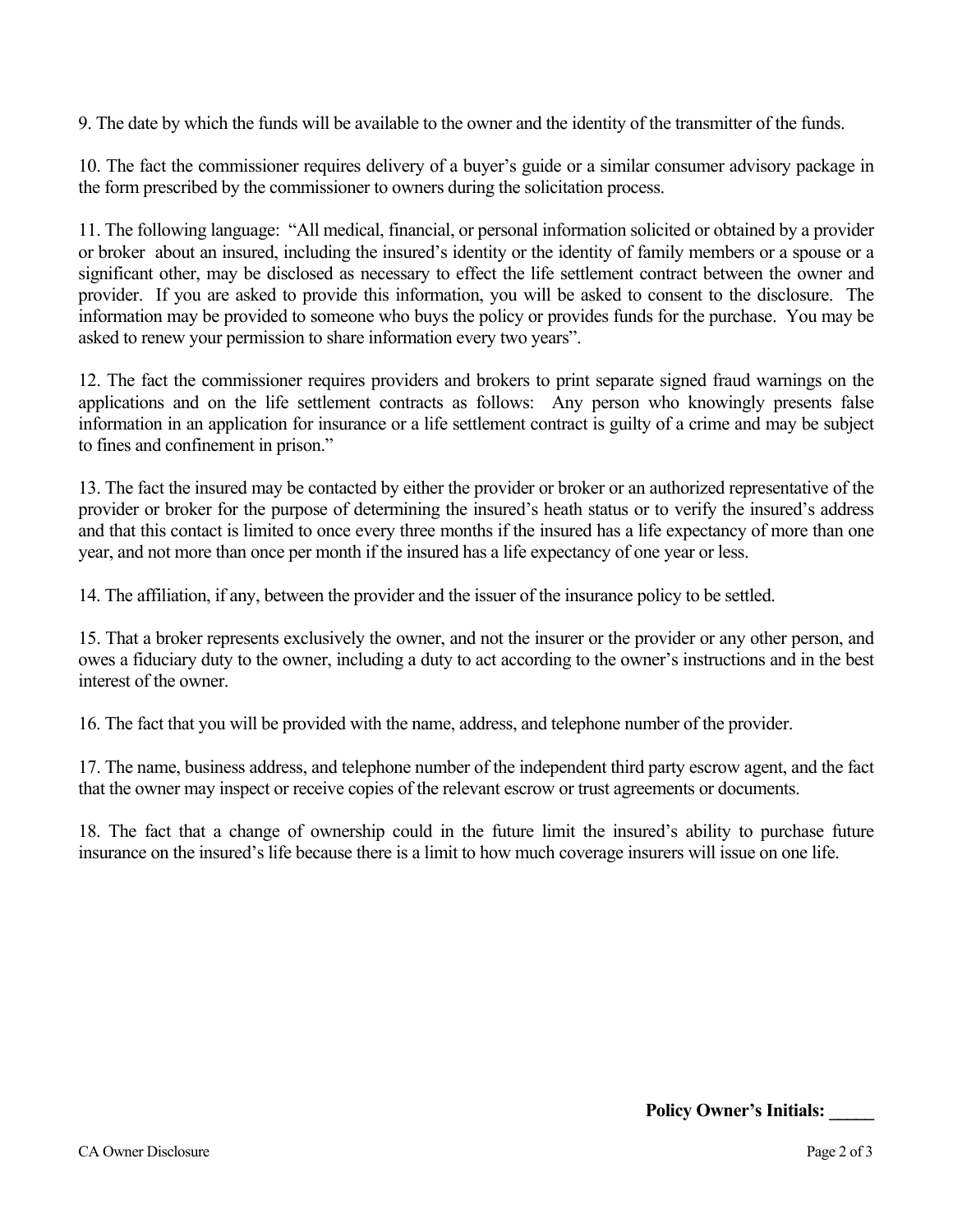9. The date by which the funds will be available to the owner and the identity of the transmitter of the funds.

10. The fact the commissioner requires delivery of a buyer's guide or a similar consumer advisory package in the form prescribed by the commissioner to owners during the solicitation process.

11. The following language: "All medical, financial, or personal information solicited or obtained by a provider or broker about an insured, including the insured's identity or the identity of family members or a spouse or a significant other, may be disclosed as necessary to effect the life settlement contract between the owner and provider. If you are asked to provide this information, you will be asked to consent to the disclosure. The information may be provided to someone who buys the policy or provides funds for the purchase. You may be asked to renew your permission to share information every two years".

12. The fact the commissioner requires providers and brokers to print separate signed fraud warnings on the applications and on the life settlement contracts as follows: Any person who knowingly presents false information in an application for insurance or a life settlement contract is guilty of a crime and may be subject to fines and confinement in prison."

13. The fact the insured may be contacted by either the provider or broker or an authorized representative of the provider or broker for the purpose of determining the insured's heath status or to verify the insured's address and that this contact is limited to once every three months if the insured has a life expectancy of more than one year, and not more than once per month if the insured has a life expectancy of one year or less.

14. The affiliation, if any, between the provider and the issuer of the insurance policy to be settled.

15. That a broker represents exclusively the owner, and not the insurer or the provider or any other person, and owes a fiduciary duty to the owner, including a duty to act according to the owner's instructions and in the best interest of the owner.

16. The fact that you will be provided with the name, address, and telephone number of the provider.

17. The name, business address, and telephone number of the independent third party escrow agent, and the fact that the owner may inspect or receive copies of the relevant escrow or trust agreements or documents.

18. The fact that a change of ownership could in the future limit the insured's ability to purchase future insurance on the insured's life because there is a limit to how much coverage insurers will issue on one life.

**Policy Owner's Initials: _____**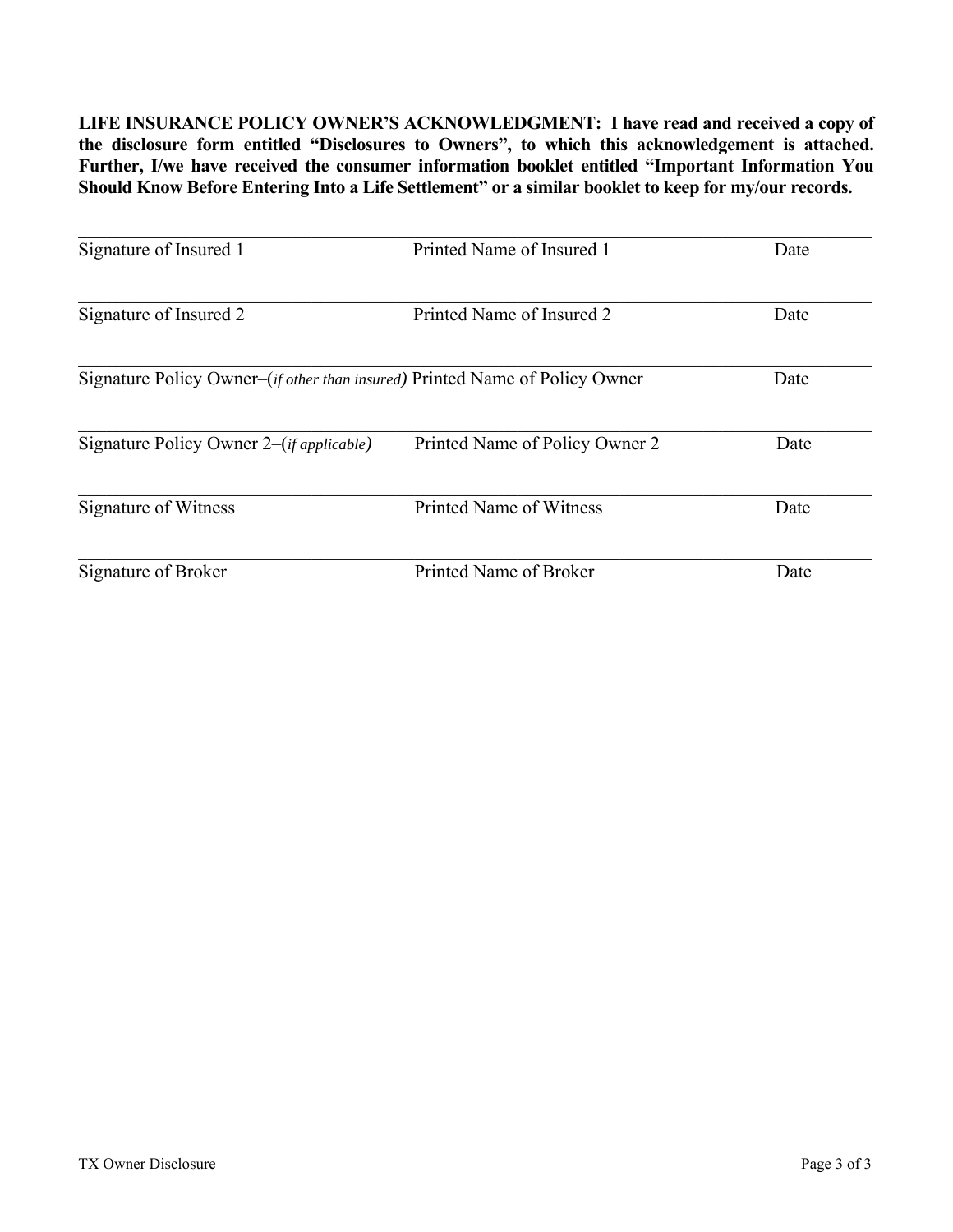**LIFE INSURANCE POLICY OWNER'S ACKNOWLEDGMENT: I have read and received a copy of the disclosure form entitled "Disclosures to Owners", to which this acknowledgement is attached. Further, I/we have received the consumer information booklet entitled "Important Information You Should Know Before Entering Into a Life Settlement" or a similar booklet to keep for my/our records.**

| | | |
|---|---|---|
| Signature of Insured 1 | Printed Name of Insured 1 | Date |
| Signature of Insured 2 | Printed Name of Insured 2 | Date |
| Signature Policy Owner–(*if other than insured*) | Printed Name of Policy Owner | Date |
| Signature Policy Owner 2–(*if applicable*) | Printed Name of Policy Owner 2 | Date |
| Signature of Witness | Printed Name of Witness | Date |
| Signature of Broker | Printed Name of Broker | Date |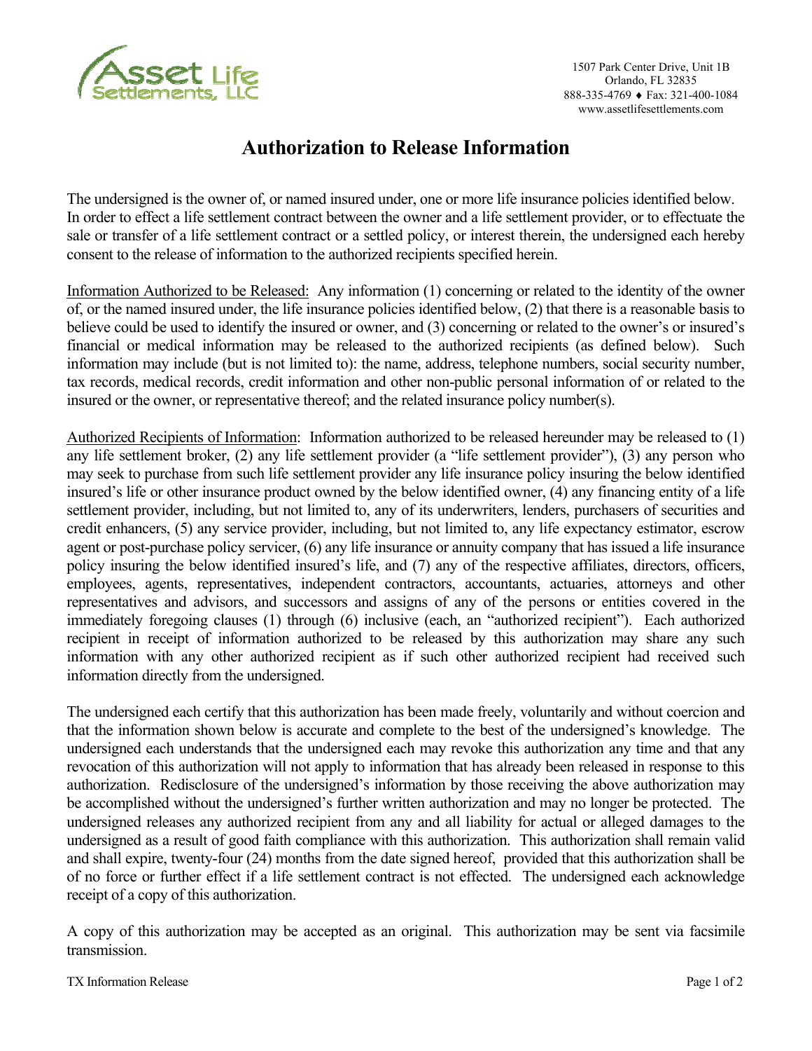Asset Life Settlements, LLC

1507 Park Center Drive, Unit 1B
Orlando, FL 32835
888-335-4769 ♦ Fax: 321-400-1084
www.assetlifesettlements.com

# Authorization to Release Information

The undersigned is the owner of, or named insured under, one or more life insurance policies identified below. In order to effect a life settlement contract between the owner and a life settlement provider, or to effectuate the sale or transfer of a life settlement contract or a settled policy, or interest therein, the undersigned each hereby consent to the release of information to the authorized recipients specified herein.

Information Authorized to be Released: Any information (1) concerning or related to the identity of the owner of, or the named insured under, the life insurance policies identified below, (2) that there is a reasonable basis to believe could be used to identify the insured or owner, and (3) concerning or related to the owner's or insured's financial or medical information may be released to the authorized recipients (as defined below). Such information may include (but is not limited to): the name, address, telephone numbers, social security number, tax records, medical records, credit information and other non-public personal information of or related to the insured or the owner, or representative thereof; and the related insurance policy number(s).

Authorized Recipients of Information: Information authorized to be released hereunder may be released to (1) any life settlement broker, (2) any life settlement provider (a "life settlement provider"), (3) any person who may seek to purchase from such life settlement provider any life insurance policy insuring the below identified insured's life or other insurance product owned by the below identified owner, (4) any financing entity of a life settlement provider, including, but not limited to, any of its underwriters, lenders, purchasers of securities and credit enhancers, (5) any service provider, including, but not limited to, any life expectancy estimator, escrow agent or post-purchase policy servicer, (6) any life insurance or annuity company that has issued a life insurance policy insuring the below identified insured's life, and (7) any of the respective affiliates, directors, officers, employees, agents, representatives, independent contractors, accountants, actuaries, attorneys and other representatives and advisors, and successors and assigns of any of the persons or entities covered in the immediately foregoing clauses (1) through (6) inclusive (each, an "authorized recipient"). Each authorized recipient in receipt of information authorized to be released by this authorization may share any such information with any other authorized recipient as if such other authorized recipient had received such information directly from the undersigned.

The undersigned each certify that this authorization has been made freely, voluntarily and without coercion and that the information shown below is accurate and complete to the best of the undersigned's knowledge. The undersigned each understands that the undersigned each may revoke this authorization any time and that any revocation of this authorization will not apply to information that has already been released in response to this authorization. Redisclosure of the undersigned's information by those receiving the above authorization may be accomplished without the undersigned's further written authorization and may no longer be protected. The undersigned releases any authorized recipient from any and all liability for actual or alleged damages to the undersigned as a result of good faith compliance with this authorization. This authorization shall remain valid and shall expire, twenty-four (24) months from the date signed hereof, provided that this authorization shall be of no force or further effect if a life settlement contract is not effected. The undersigned each acknowledge receipt of a copy of this authorization.

A copy of this authorization may be accepted as an original. This authorization may be sent via facsimile transmission.

TX Information Release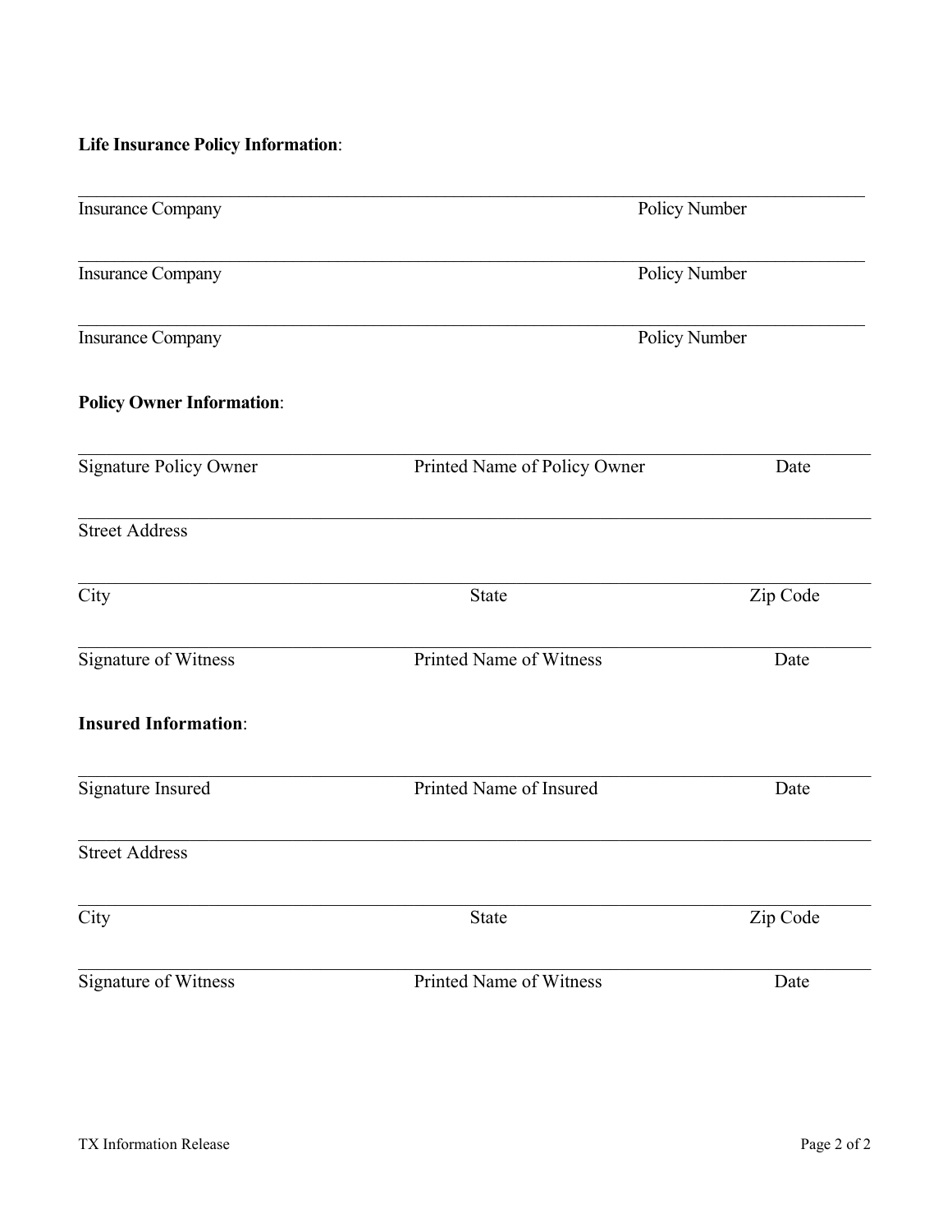**Life Insurance Policy Information**:

\_\_\_\_\_\_\_\_\_\_\_\_\_\_\_\_\_\_\_\_\_\_\_\_\_\_\_\_\_\_\_\_\_\_\_\_\_\_\_\_\_\_\_\_\_\_\_\_\_\_\_\_\_\_\_\_\_\_\_\_\_\_\_\_\_\_\_\_\_\_\_\_

| Insurance Company | Policy Number |
|---|---|

\_\_\_\_\_\_\_\_\_\_\_\_\_\_\_\_\_\_\_\_\_\_\_\_\_\_\_\_\_\_\_\_\_\_\_\_\_\_\_\_\_\_\_\_\_\_\_\_\_\_\_\_\_\_\_\_\_\_\_\_\_\_\_\_\_\_\_\_\_\_\_\_

| Insurance Company | Policy Number |
|---|---|

\_\_\_\_\_\_\_\_\_\_\_\_\_\_\_\_\_\_\_\_\_\_\_\_\_\_\_\_\_\_\_\_\_\_\_\_\_\_\_\_\_\_\_\_\_\_\_\_\_\_\_\_\_\_\_\_\_\_\_\_\_\_\_\_\_\_\_\_\_\_\_\_

| Insurance Company | Policy Number |
|---|---|

**Policy Owner Information**:

\_\_\_\_\_\_\_\_\_\_\_\_\_\_\_\_\_\_\_\_\_\_\_\_\_\_\_\_\_\_\_\_\_\_\_\_\_\_\_\_\_\_\_\_\_\_\_\_\_\_\_\_\_\_\_\_\_\_\_\_\_\_\_\_\_\_\_\_\_\_\_\_

| Signature Policy Owner | Printed Name of Policy Owner | Date |
|---|---|---|

\_\_\_\_\_\_\_\_\_\_\_\_\_\_\_\_\_\_\_\_\_\_\_\_\_\_\_\_\_\_\_\_\_\_\_\_\_\_\_\_\_\_\_\_\_\_\_\_\_\_\_\_\_\_\_\_\_\_\_\_\_\_\_\_\_\_\_\_\_\_\_\_

Street Address

\_\_\_\_\_\_\_\_\_\_\_\_\_\_\_\_\_\_\_\_\_\_\_\_\_\_\_\_\_\_\_\_\_\_\_\_\_\_\_\_\_\_\_\_\_\_\_\_\_\_\_\_\_\_\_\_\_\_\_\_\_\_\_\_\_\_\_\_\_\_\_\_

| City | State | Zip Code |
|---|---|---|

\_\_\_\_\_\_\_\_\_\_\_\_\_\_\_\_\_\_\_\_\_\_\_\_\_\_\_\_\_\_\_\_\_\_\_\_\_\_\_\_\_\_\_\_\_\_\_\_\_\_\_\_\_\_\_\_\_\_\_\_\_\_\_\_\_\_\_\_\_\_\_\_

| Signature of Witness | Printed Name of Witness | Date |
|---|---|---|

**Insured Information**:

\_\_\_\_\_\_\_\_\_\_\_\_\_\_\_\_\_\_\_\_\_\_\_\_\_\_\_\_\_\_\_\_\_\_\_\_\_\_\_\_\_\_\_\_\_\_\_\_\_\_\_\_\_\_\_\_\_\_\_\_\_\_\_\_\_\_\_\_\_\_\_\_

| Signature Insured | Printed Name of Insured | Date |
|---|---|---|

\_\_\_\_\_\_\_\_\_\_\_\_\_\_\_\_\_\_\_\_\_\_\_\_\_\_\_\_\_\_\_\_\_\_\_\_\_\_\_\_\_\_\_\_\_\_\_\_\_\_\_\_\_\_\_\_\_\_\_\_\_\_\_\_\_\_\_\_\_\_\_\_

Street Address

\_\_\_\_\_\_\_\_\_\_\_\_\_\_\_\_\_\_\_\_\_\_\_\_\_\_\_\_\_\_\_\_\_\_\_\_\_\_\_\_\_\_\_\_\_\_\_\_\_\_\_\_\_\_\_\_\_\_\_\_\_\_\_\_\_\_\_\_\_\_\_\_

| City | State | Zip Code |
|---|---|---|

\_\_\_\_\_\_\_\_\_\_\_\_\_\_\_\_\_\_\_\_\_\_\_\_\_\_\_\_\_\_\_\_\_\_\_\_\_\_\_\_\_\_\_\_\_\_\_\_\_\_\_\_\_\_\_\_\_\_\_\_\_\_\_\_\_\_\_\_\_\_\_\_

| Signature of Witness | Printed Name of Witness | Date |
|---|---|---|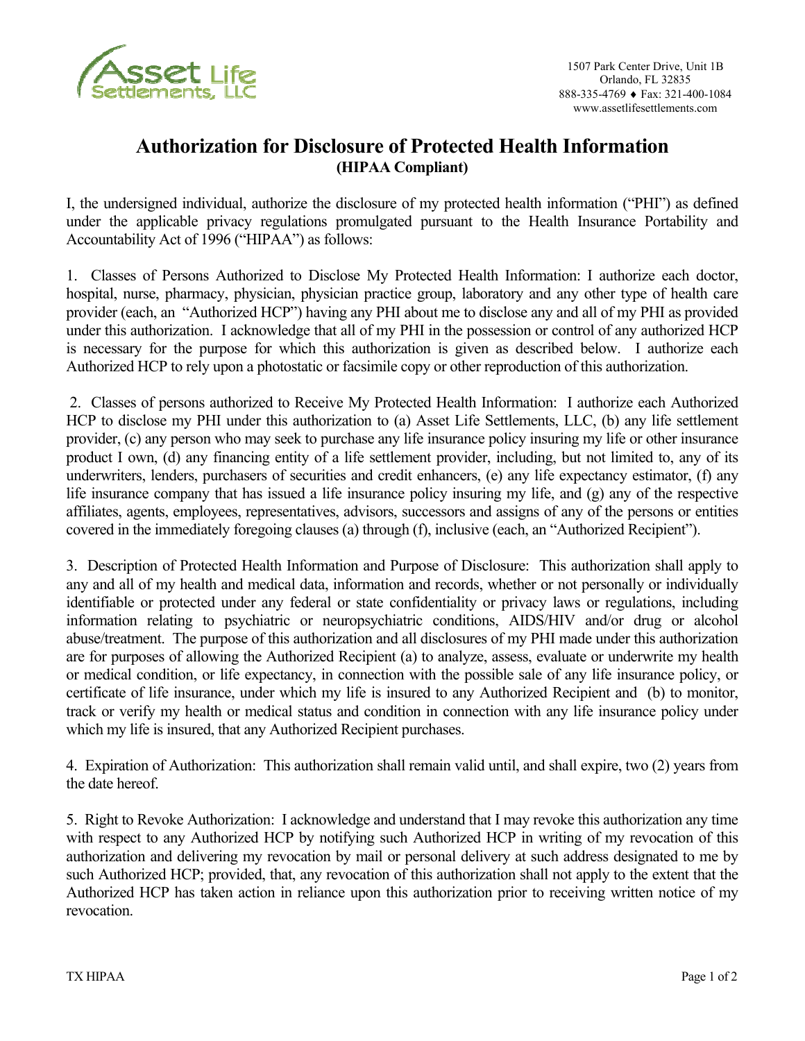Asset Life Settlements, LLC

1507 Park Center Drive, Unit 1B
Orlando, FL 32835
888-335-4769 ♦ Fax: 321-400-1084
www.assetlifesettlements.com

# Authorization for Disclosure of Protected Health Information

**(HIPAA Compliant)**

I, the undersigned individual, authorize the disclosure of my protected health information ("PHI") as defined under the applicable privacy regulations promulgated pursuant to the Health Insurance Portability and Accountability Act of 1996 ("HIPAA") as follows:

1. Classes of Persons Authorized to Disclose My Protected Health Information: I authorize each doctor, hospital, nurse, pharmacy, physician, physician practice group, laboratory and any other type of health care provider (each, an "Authorized HCP") having any PHI about me to disclose any and all of my PHI as provided under this authorization. I acknowledge that all of my PHI in the possession or control of any authorized HCP is necessary for the purpose for which this authorization is given as described below. I authorize each Authorized HCP to rely upon a photostatic or facsimile copy or other reproduction of this authorization.

2. Classes of persons authorized to Receive My Protected Health Information: I authorize each Authorized HCP to disclose my PHI under this authorization to (a) Asset Life Settlements, LLC, (b) any life settlement provider, (c) any person who may seek to purchase any life insurance policy insuring my life or other insurance product I own, (d) any financing entity of a life settlement provider, including, but not limited to, any of its underwriters, lenders, purchasers of securities and credit enhancers, (e) any life expectancy estimator, (f) any life insurance company that has issued a life insurance policy insuring my life, and (g) any of the respective affiliates, agents, employees, representatives, advisors, successors and assigns of any of the persons or entities covered in the immediately foregoing clauses (a) through (f), inclusive (each, an "Authorized Recipient").

3. Description of Protected Health Information and Purpose of Disclosure: This authorization shall apply to any and all of my health and medical data, information and records, whether or not personally or individually identifiable or protected under any federal or state confidentiality or privacy laws or regulations, including information relating to psychiatric or neuropsychiatric conditions, AIDS/HIV and/or drug or alcohol abuse/treatment. The purpose of this authorization and all disclosures of my PHI made under this authorization are for purposes of allowing the Authorized Recipient (a) to analyze, assess, evaluate or underwrite my health or medical condition, or life expectancy, in connection with the possible sale of any life insurance policy, or certificate of life insurance, under which my life is insured to any Authorized Recipient and (b) to monitor, track or verify my health or medical status and condition in connection with any life insurance policy under which my life is insured, that any Authorized Recipient purchases.

4. Expiration of Authorization: This authorization shall remain valid until, and shall expire, two (2) years from the date hereof.

5. Right to Revoke Authorization: I acknowledge and understand that I may revoke this authorization any time with respect to any Authorized HCP by notifying such Authorized HCP in writing of my revocation of this authorization and delivering my revocation by mail or personal delivery at such address designated to me by such Authorized HCP; provided, that, any revocation of this authorization shall not apply to the extent that the Authorized HCP has taken action in reliance upon this authorization prior to receiving written notice of my revocation.

TX HIPAA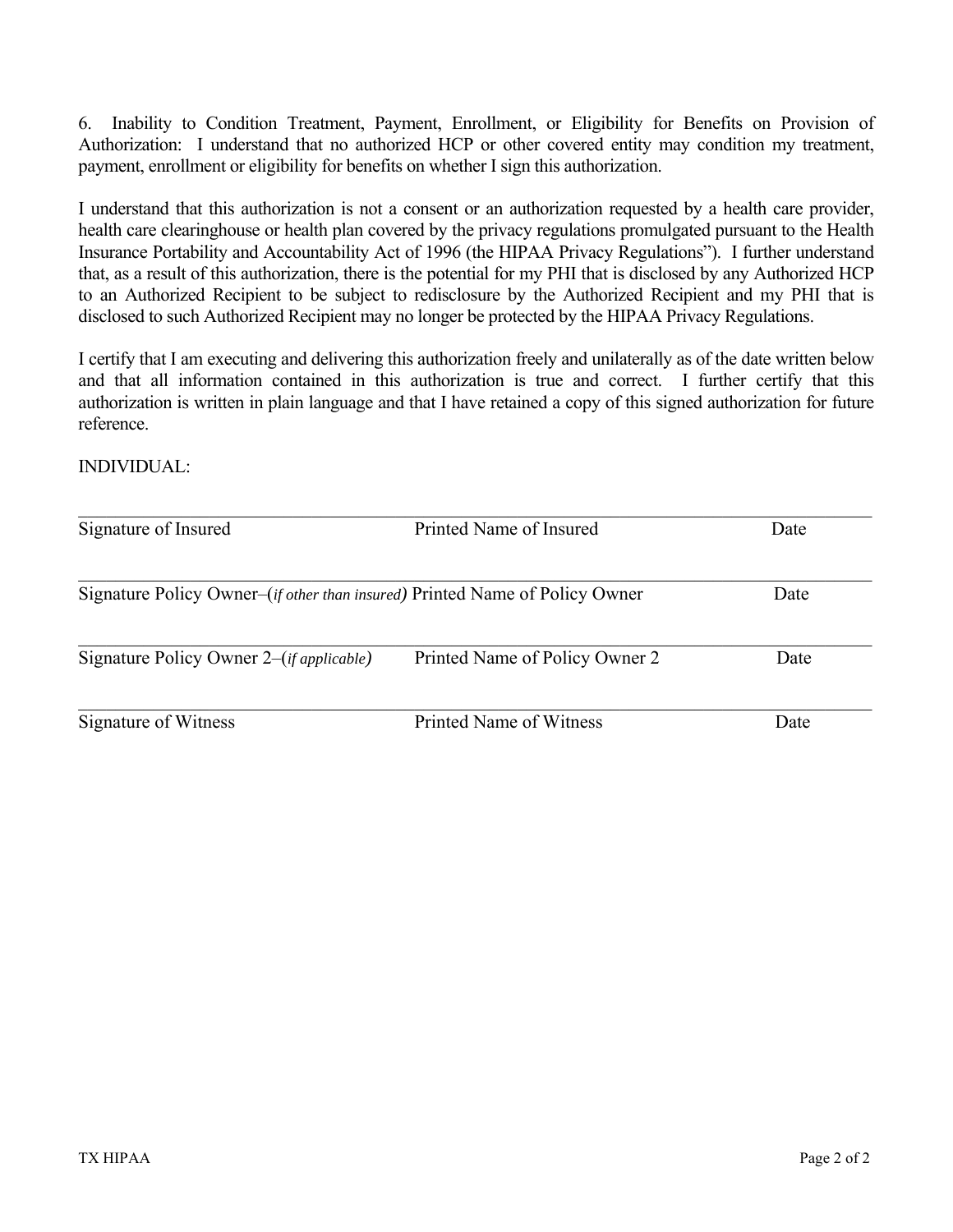6. Inability to Condition Treatment, Payment, Enrollment, or Eligibility for Benefits on Provision of Authorization: I understand that no authorized HCP or other covered entity may condition my treatment, payment, enrollment or eligibility for benefits on whether I sign this authorization.

I understand that this authorization is not a consent or an authorization requested by a health care provider, health care clearinghouse or health plan covered by the privacy regulations promulgated pursuant to the Health Insurance Portability and Accountability Act of 1996 (the HIPAA Privacy Regulations"). I further understand that, as a result of this authorization, there is the potential for my PHI that is disclosed by any Authorized HCP to an Authorized Recipient to be subject to redisclosure by the Authorized Recipient and my PHI that is disclosed to such Authorized Recipient may no longer be protected by the HIPAA Privacy Regulations.

I certify that I am executing and delivering this authorization freely and unilaterally as of the date written below and that all information contained in this authorization is true and correct. I further certify that this authorization is written in plain language and that I have retained a copy of this signed authorization for future reference.

INDIVIDUAL:

\_\_\_\_\_\_\_\_\_\_\_\_\_\_\_\_\_\_\_\_\_\_\_\_\_\_\_\_\_\_\_\_\_\_\_\_\_\_\_\_\_\_\_\_\_\_\_\_\_\_\_\_\_\_\_\_\_\_\_\_\_\_\_\_\_\_\_\_\_\_\_\_\_\_\_\_\_\_

Signature of Insured                    Printed Name of Insured                    Date

\_\_\_\_\_\_\_\_\_\_\_\_\_\_\_\_\_\_\_\_\_\_\_\_\_\_\_\_\_\_\_\_\_\_\_\_\_\_\_\_\_\_\_\_\_\_\_\_\_\_\_\_\_\_\_\_\_\_\_\_\_\_\_\_\_\_\_\_\_\_\_\_\_\_\_\_\_\_

Signature Policy Owner–(*if other than insured*) Printed Name of Policy Owner                    Date

\_\_\_\_\_\_\_\_\_\_\_\_\_\_\_\_\_\_\_\_\_\_\_\_\_\_\_\_\_\_\_\_\_\_\_\_\_\_\_\_\_\_\_\_\_\_\_\_\_\_\_\_\_\_\_\_\_\_\_\_\_\_\_\_\_\_\_\_\_\_\_\_\_\_\_\_\_\_

Signature Policy Owner 2–(*if applicable*)                    Printed Name of Policy Owner 2                    Date

\_\_\_\_\_\_\_\_\_\_\_\_\_\_\_\_\_\_\_\_\_\_\_\_\_\_\_\_\_\_\_\_\_\_\_\_\_\_\_\_\_\_\_\_\_\_\_\_\_\_\_\_\_\_\_\_\_\_\_\_\_\_\_\_\_\_\_\_\_\_\_\_\_\_\_\_\_\_

Signature of Witness                    Printed Name of Witness                    Date

TX HIPAA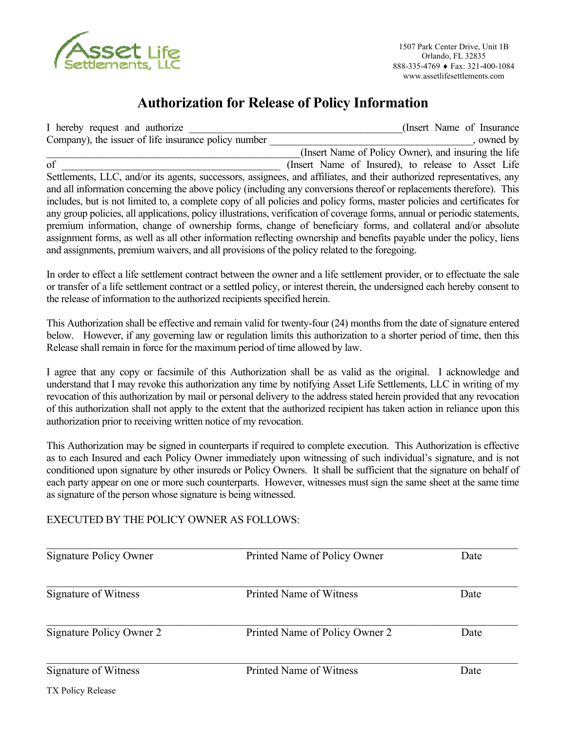Asset Life Settlements, LLC

1507 Park Center Drive, Unit 1B
Orlando, FL 32835
888-335-4769 ♦ Fax: 321-400-1084
www.assetlifesettlements.com

# Authorization for Release of Policy Information

I hereby request and authorize __________________________________________(Insert Name of Insurance Company), the issuer of life insurance policy number ______________________________________, owned by ________________________________________________(Insert Name of Policy Owner), and insuring the life of ___________________________________________ (Insert Name of Insured), to release to Asset Life Settlements, LLC, and/or its agents, successors, assignees, and affiliates, and their authorized representatives, any and all information concerning the above policy (including any conversions thereof or replacements therefore). This includes, but is not limited to, a complete copy of all policies and policy forms, master policies and certificates for any group policies, all applications, policy illustrations, verification of coverage forms, annual or periodic statements, premium information, change of ownership forms, change of beneficiary forms, and collateral and/or absolute assignment forms, as well as all other information reflecting ownership and benefits payable under the policy, liens and assignments, premium waivers, and all provisions of the policy related to the foregoing.

In order to effect a life settlement contract between the owner and a life settlement provider, or to effectuate the sale or transfer of a life settlement contract or a settled policy, or interest therein, the undersigned each hereby consent to the release of information to the authorized recipients specified herein.

This Authorization shall be effective and remain valid for twenty-four (24) months from the date of signature entered below. However, if any governing law or regulation limits this authorization to a shorter period of time, then this Release shall remain in force for the maximum period of time allowed by law.

I agree that any copy or facsimile of this Authorization shall be as valid as the original. I acknowledge and understand that I may revoke this authorization any time by notifying Asset Life Settlements, LLC in writing of my revocation of this authorization by mail or personal delivery to the address stated herein provided that any revocation of this authorization shall not apply to the extent that the authorized recipient has taken action in reliance upon this authorization prior to receiving written notice of my revocation.

This Authorization may be signed in counterparts if required to complete execution. This Authorization is effective as to each Insured and each Policy Owner immediately upon witnessing of such individual's signature, and is not conditioned upon signature by other insureds or Policy Owners. It shall be sufficient that the signature on behalf of each party appear on one or more such counterparts. However, witnesses must sign the same sheet at the same time as signature of the person whose signature is being witnessed.

EXECUTED BY THE POLICY OWNER AS FOLLOWS:

______________________________________________________________________
Signature Policy Owner | Printed Name of Policy Owner | Date

______________________________________________________________________
Signature of Witness | Printed Name of Witness | Date

______________________________________________________________________
Signature Policy Owner 2 | Printed Name of Policy Owner 2 | Date

______________________________________________________________________
Signature of Witness | Printed Name of Witness | Date

TX Policy Release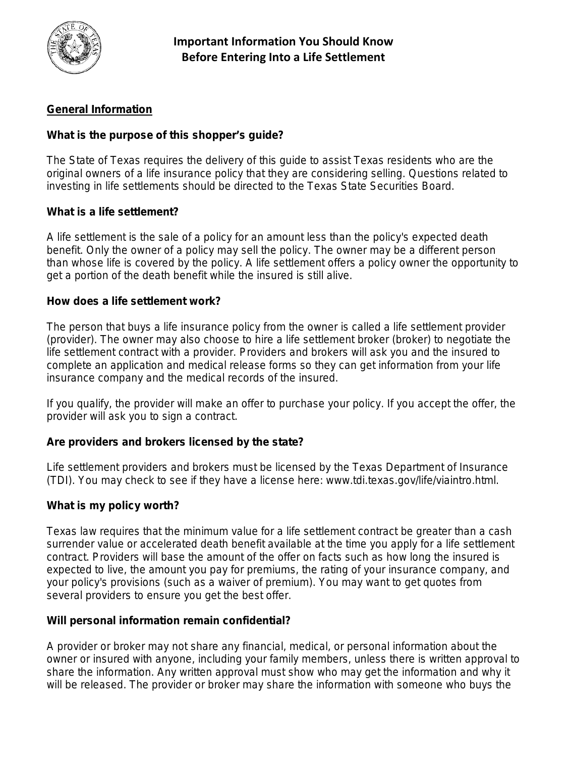# Important Information You Should Know Before Entering Into a Life Settlement

## General Information

### What is the purpose of this shopper's guide?

The State of Texas requires the delivery of this guide to assist Texas residents who are the original owners of a life insurance policy that they are considering selling. Questions related to investing in life settlements should be directed to the Texas State Securities Board.

### What is a life settlement?

A life settlement is the sale of a policy for an amount less than the policy's expected death benefit. Only the owner of a policy may sell the policy. The owner may be a different person than whose life is covered by the policy. A life settlement offers a policy owner the opportunity to get a portion of the death benefit while the insured is still alive.

### How does a life settlement work?

The person that buys a life insurance policy from the owner is called a life settlement provider (provider). The owner may also choose to hire a life settlement broker (broker) to negotiate the life settlement contract with a provider. Providers and brokers will ask you and the insured to complete an application and medical release forms so they can get information from your life insurance company and the medical records of the insured.

If you qualify, the provider will make an offer to purchase your policy. If you accept the offer, the provider will ask you to sign a contract.

### Are providers and brokers licensed by the state?

Life settlement providers and brokers must be licensed by the Texas Department of Insurance (TDI). You may check to see if they have a license here: www.tdi.texas.gov/life/viaintro.html.

### What is my policy worth?

Texas law requires that the minimum value for a life settlement contract be greater than a cash surrender value or accelerated death benefit available at the time you apply for a life settlement contract. Providers will base the amount of the offer on facts such as how long the insured is expected to live, the amount you pay for premiums, the rating of your insurance company, and your policy's provisions (such as a waiver of premium). You may want to get quotes from several providers to ensure you get the best offer.

### Will personal information remain confidential?

A provider or broker may not share any financial, medical, or personal information about the owner or insured with anyone, including your family members, unless there is written approval to share the information. Any written approval must show who may get the information and why it will be released. The provider or broker may share the information with someone who buys the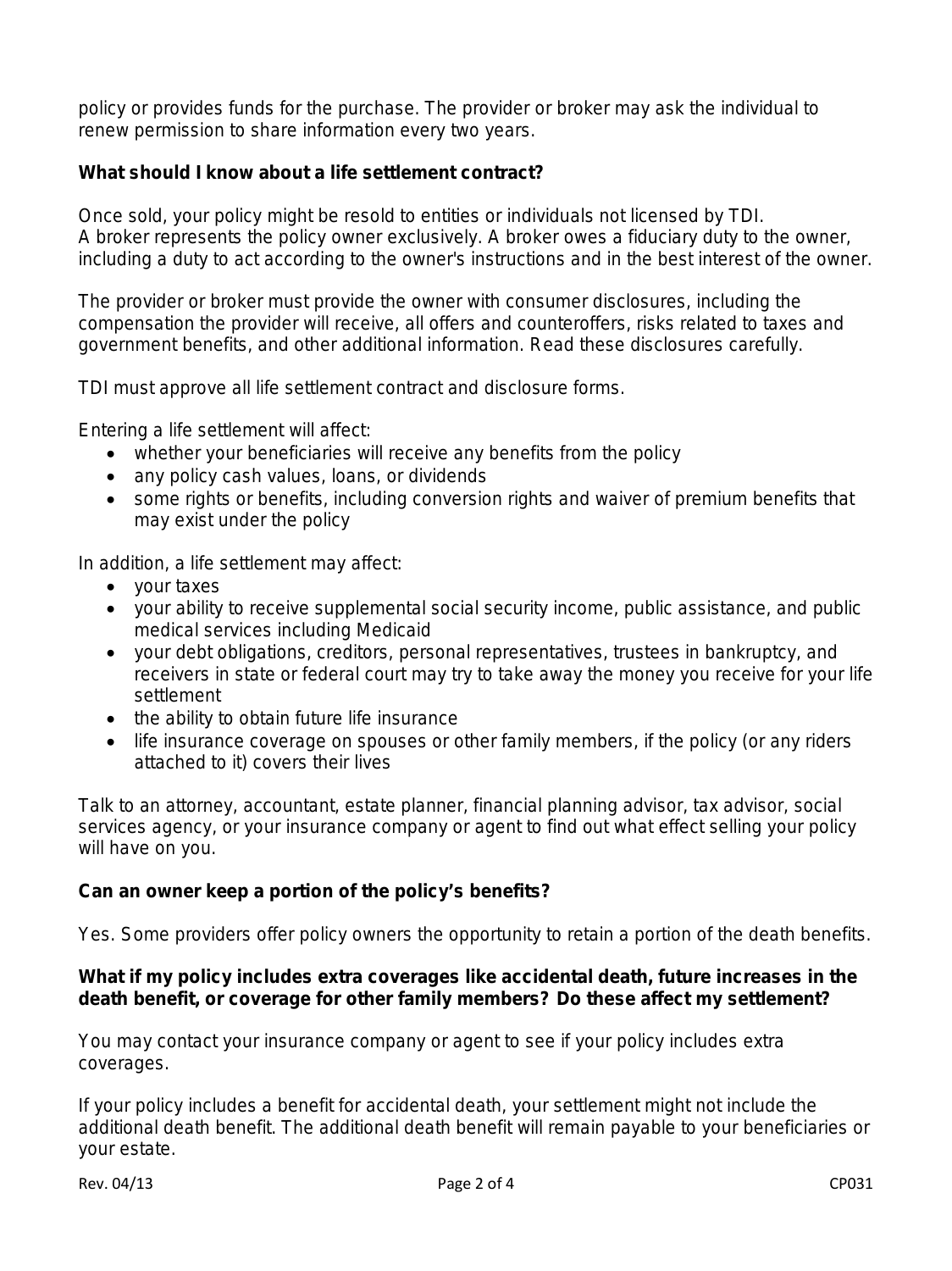policy or provides funds for the purchase. The provider or broker may ask the individual to renew permission to share information every two years.

**What should I know about a life settlement contract?**

Once sold, your policy might be resold to entities or individuals not licensed by TDI.
A broker represents the policy owner exclusively. A broker owes a fiduciary duty to the owner, including a duty to act according to the owner's instructions and in the best interest of the owner.

The provider or broker must provide the owner with consumer disclosures, including the compensation the provider will receive, all offers and counteroffers, risks related to taxes and government benefits, and other additional information. Read these disclosures carefully.

TDI must approve all life settlement contract and disclosure forms.

Entering a life settlement will affect:

- whether your beneficiaries will receive any benefits from the policy
- any policy cash values, loans, or dividends
- some rights or benefits, including conversion rights and waiver of premium benefits that may exist under the policy

In addition, a life settlement may affect:

- your taxes
- your ability to receive supplemental social security income, public assistance, and public medical services including Medicaid
- your debt obligations, creditors, personal representatives, trustees in bankruptcy, and receivers in state or federal court may try to take away the money you receive for your life settlement
- the ability to obtain future life insurance
- life insurance coverage on spouses or other family members, if the policy (or any riders attached to it) covers their lives

Talk to an attorney, accountant, estate planner, financial planning advisor, tax advisor, social services agency, or your insurance company or agent to find out what effect selling your policy will have on you.

**Can an owner keep a portion of the policy's benefits?**

Yes. Some providers offer policy owners the opportunity to retain a portion of the death benefits.

**What if my policy includes extra coverages like accidental death, future increases in the death benefit, or coverage for other family members? Do these affect my settlement?**

You may contact your insurance company or agent to see if your policy includes extra coverages.

If your policy includes a benefit for accidental death, your settlement might not include the additional death benefit. The additional death benefit will remain payable to your beneficiaries or your estate.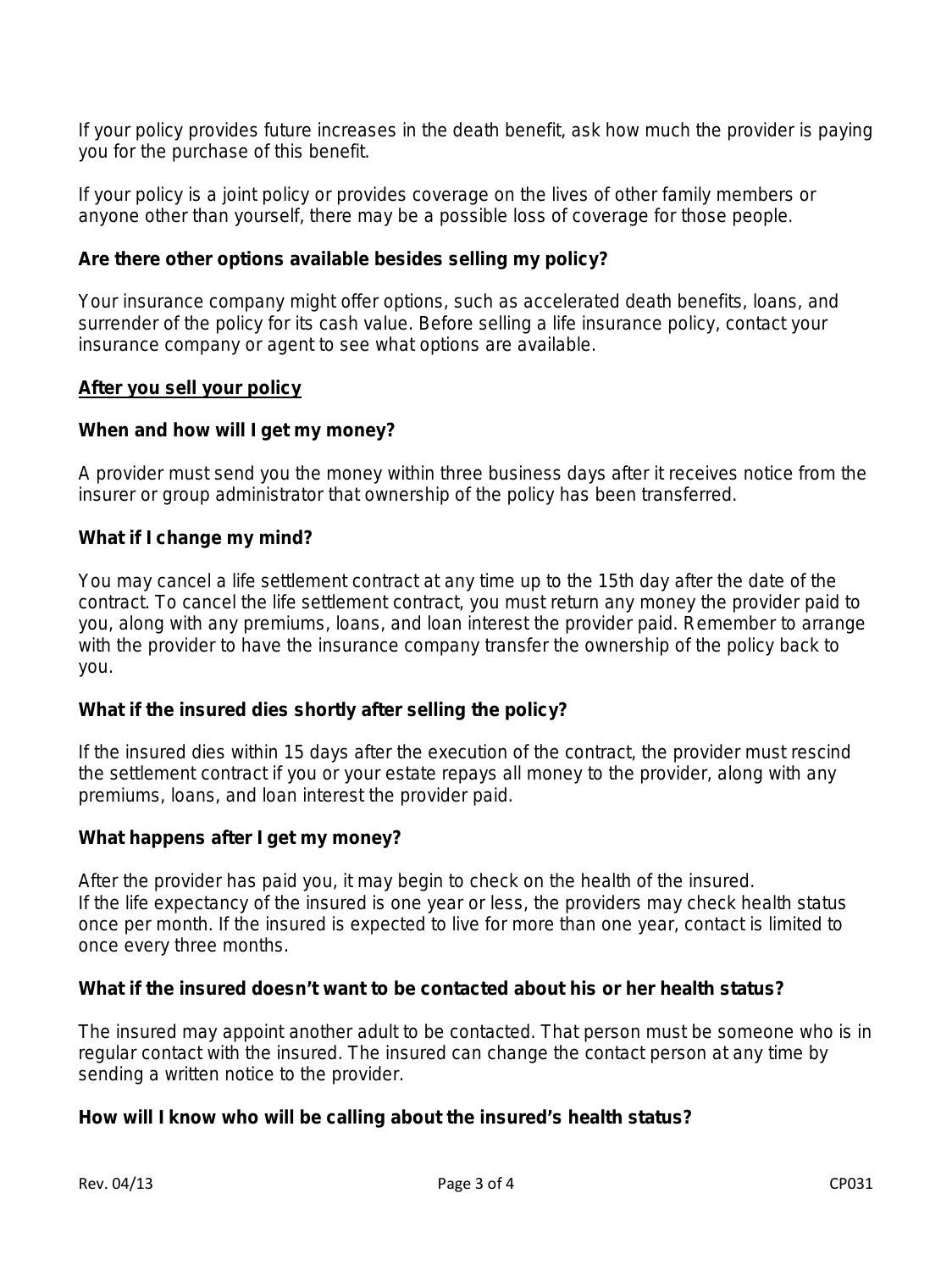If your policy provides future increases in the death benefit, ask how much the provider is paying you for the purchase of this benefit.

If your policy is a joint policy or provides coverage on the lives of other family members or anyone other than yourself, there may be a possible loss of coverage for those people.

**Are there other options available besides selling my policy?**

Your insurance company might offer options, such as accelerated death benefits, loans, and surrender of the policy for its cash value. Before selling a life insurance policy, contact your insurance company or agent to see what options are available.

## After you sell your policy

**When and how will I get my money?**

A provider must send you the money within three business days after it receives notice from the insurer or group administrator that ownership of the policy has been transferred.

**What if I change my mind?**

You may cancel a life settlement contract at any time up to the 15th day after the date of the contract. To cancel the life settlement contract, you must return any money the provider paid to you, along with any premiums, loans, and loan interest the provider paid. Remember to arrange with the provider to have the insurance company transfer the ownership of the policy back to you.

**What if the insured dies shortly after selling the policy?**

If the insured dies within 15 days after the execution of the contract, the provider must rescind the settlement contract if you or your estate repays all money to the provider, along with any premiums, loans, and loan interest the provider paid.

**What happens after I get my money?**

After the provider has paid you, it may begin to check on the health of the insured. If the life expectancy of the insured is one year or less, the providers may check health status once per month. If the insured is expected to live for more than one year, contact is limited to once every three months.

**What if the insured doesn't want to be contacted about his or her health status?**

The insured may appoint another adult to be contacted. That person must be someone who is in regular contact with the insured. The insured can change the contact person at any time by sending a written notice to the provider.

**How will I know who will be calling about the insured's health status?**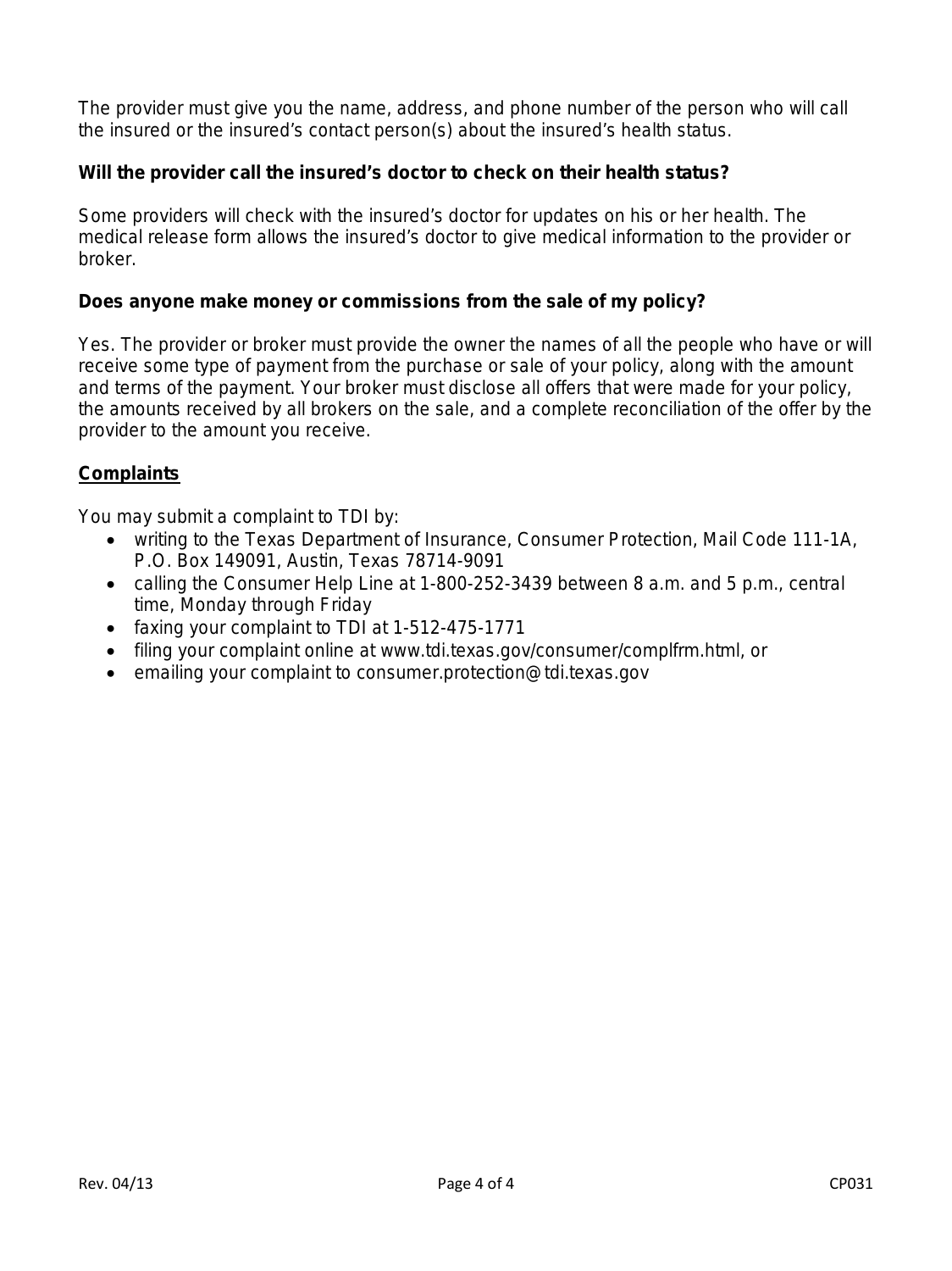The provider must give you the name, address, and phone number of the person who will call the insured or the insured's contact person(s) about the insured's health status.

**Will the provider call the insured's doctor to check on their health status?**

Some providers will check with the insured's doctor for updates on his or her health. The medical release form allows the insured's doctor to give medical information to the provider or broker.

**Does anyone make money or commissions from the sale of my policy?**

Yes. The provider or broker must provide the owner the names of all the people who have or will receive some type of payment from the purchase or sale of your policy, along with the amount and terms of the payment. Your broker must disclose all offers that were made for your policy, the amounts received by all brokers on the sale, and a complete reconciliation of the offer by the provider to the amount you receive.

## Complaints

You may submit a complaint to TDI by:

- writing to the Texas Department of Insurance, Consumer Protection, Mail Code 111-1A, P.O. Box 149091, Austin, Texas 78714-9091
- calling the Consumer Help Line at 1-800-252-3439 between 8 a.m. and 5 p.m., central time, Monday through Friday
- faxing your complaint to TDI at 1-512-475-1771
- filing your complaint online at www.tdi.texas.gov/consumer/complfrm.html, or
- emailing your complaint to consumer.protection@tdi.texas.gov